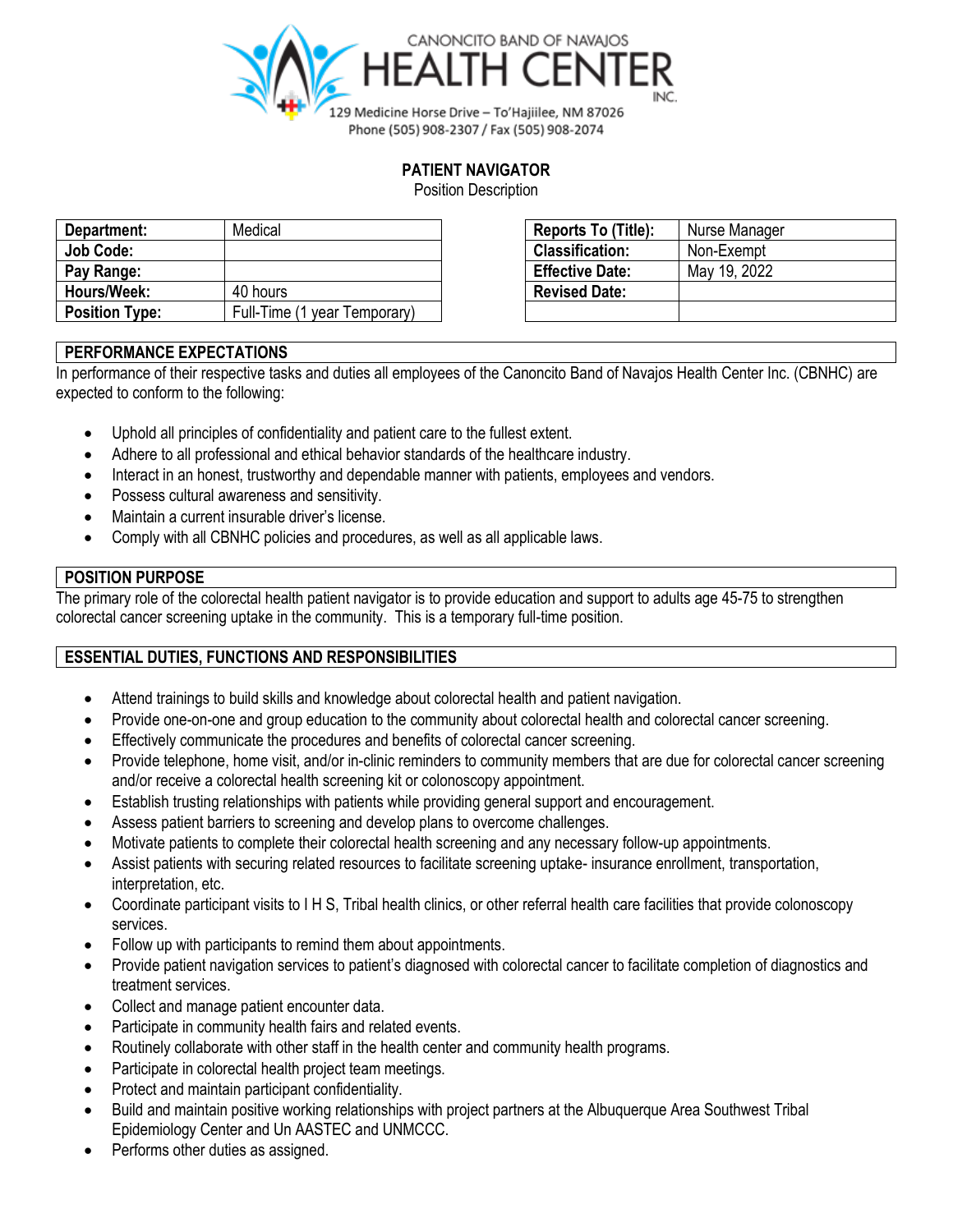CANONCITO BAND OF NAVAJOS

# HEALTH CENTER INC.

129 Medicine Horse Drive – To'Hajiilee, NM 87026
Phone (505) 908-2307 / Fax (505) 908-2074

## PATIENT NAVIGATOR

Position Description

| Department: | Medical |
|---|---|
| Job Code: | |
| Pay Range: | |
| Hours/Week: | 40 hours |
| Position Type: | Full-Time (1 year Temporary) |

| Reports To (Title): | Nurse Manager |
|---|---|
| Classification: | Non-Exempt |
| Effective Date: | May 19, 2022 |
| Revised Date: | |
| | |

### PERFORMANCE EXPECTATIONS

In performance of their respective tasks and duties all employees of the Canoncito Band of Navajos Health Center Inc. (CBNHC) are expected to conform to the following:

- Uphold all principles of confidentiality and patient care to the fullest extent.
- Adhere to all professional and ethical behavior standards of the healthcare industry.
- Interact in an honest, trustworthy and dependable manner with patients, employees and vendors.
- Possess cultural awareness and sensitivity.
- Maintain a current insurable driver's license.
- Comply with all CBNHC policies and procedures, as well as all applicable laws.

### POSITION PURPOSE

The primary role of the colorectal health patient navigator is to provide education and support to adults age 45-75 to strengthen colorectal cancer screening uptake in the community. This is a temporary full-time position.

### ESSENTIAL DUTIES, FUNCTIONS AND RESPONSIBILITIES

- Attend trainings to build skills and knowledge about colorectal health and patient navigation.
- Provide one-on-one and group education to the community about colorectal health and colorectal cancer screening.
- Effectively communicate the procedures and benefits of colorectal cancer screening.
- Provide telephone, home visit, and/or in-clinic reminders to community members that are due for colorectal cancer screening and/or receive a colorectal health screening kit or colonoscopy appointment.
- Establish trusting relationships with patients while providing general support and encouragement.
- Assess patient barriers to screening and develop plans to overcome challenges.
- Motivate patients to complete their colorectal health screening and any necessary follow-up appointments.
- Assist patients with securing related resources to facilitate screening uptake- insurance enrollment, transportation, interpretation, etc.
- Coordinate participant visits to I H S, Tribal health clinics, or other referral health care facilities that provide colonoscopy services.
- Follow up with participants to remind them about appointments.
- Provide patient navigation services to patient's diagnosed with colorectal cancer to facilitate completion of diagnostics and treatment services.
- Collect and manage patient encounter data.
- Participate in community health fairs and related events.
- Routinely collaborate with other staff in the health center and community health programs.
- Participate in colorectal health project team meetings.
- Protect and maintain participant confidentiality.
- Build and maintain positive working relationships with project partners at the Albuquerque Area Southwest Tribal Epidemiology Center and Un AASTEC and UNMCCC.
- Performs other duties as assigned.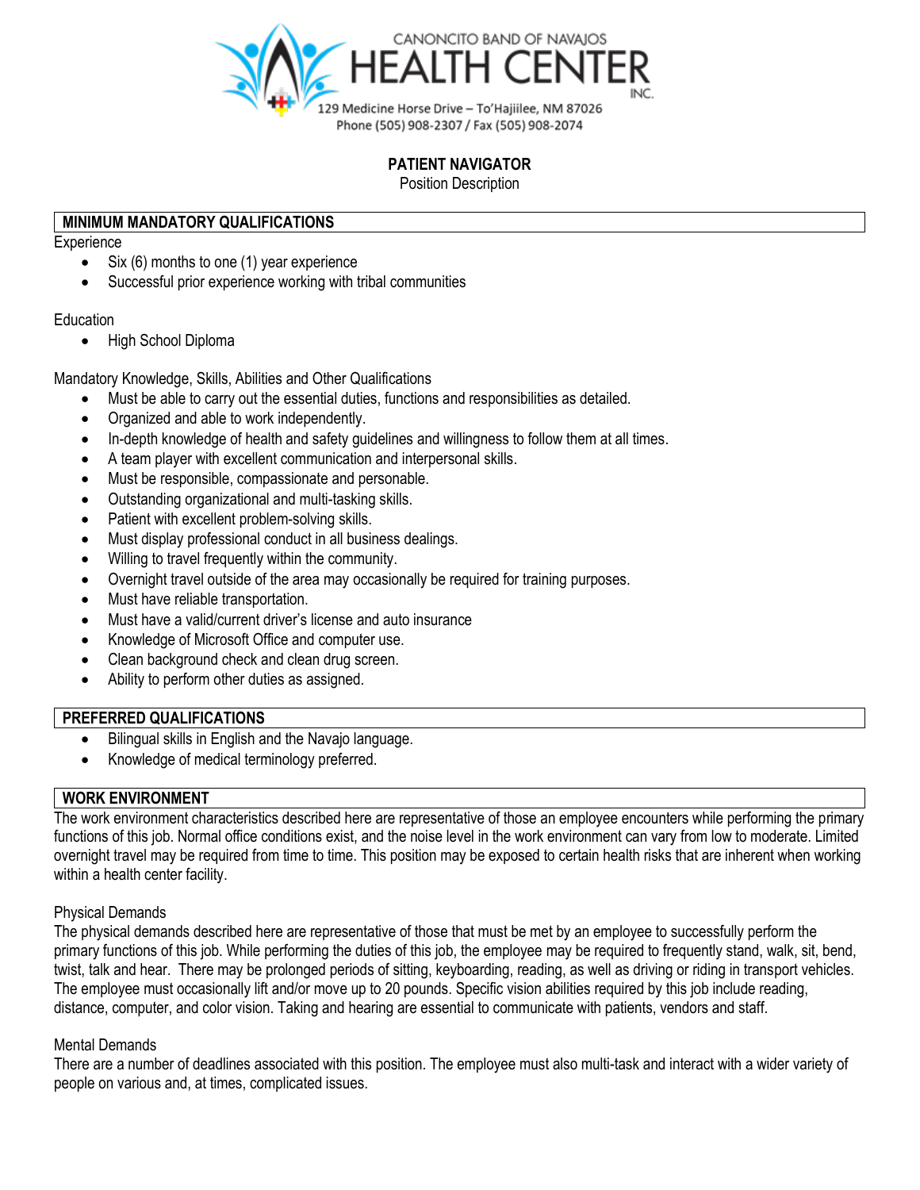CANONCITO BAND OF NAVAJOS
HEALTH CENTER
INC.
129 Medicine Horse Drive – To'Hajiilee, NM 87026
Phone (505) 908-2307 / Fax (505) 908-2074

# PATIENT NAVIGATOR

Position Description

## MINIMUM MANDATORY QUALIFICATIONS

Experience

- Six (6) months to one (1) year experience
- Successful prior experience working with tribal communities

Education

- High School Diploma

Mandatory Knowledge, Skills, Abilities and Other Qualifications

- Must be able to carry out the essential duties, functions and responsibilities as detailed.
- Organized and able to work independently.
- In-depth knowledge of health and safety guidelines and willingness to follow them at all times.
- A team player with excellent communication and interpersonal skills.
- Must be responsible, compassionate and personable.
- Outstanding organizational and multi-tasking skills.
- Patient with excellent problem-solving skills.
- Must display professional conduct in all business dealings.
- Willing to travel frequently within the community.
- Overnight travel outside of the area may occasionally be required for training purposes.
- Must have reliable transportation.
- Must have a valid/current driver's license and auto insurance
- Knowledge of Microsoft Office and computer use.
- Clean background check and clean drug screen.
- Ability to perform other duties as assigned.

## PREFERRED QUALIFICATIONS

- Bilingual skills in English and the Navajo language.
- Knowledge of medical terminology preferred.

## WORK ENVIRONMENT

The work environment characteristics described here are representative of those an employee encounters while performing the primary functions of this job. Normal office conditions exist, and the noise level in the work environment can vary from low to moderate. Limited overnight travel may be required from time to time. This position may be exposed to certain health risks that are inherent when working within a health center facility.

Physical Demands

The physical demands described here are representative of those that must be met by an employee to successfully perform the primary functions of this job. While performing the duties of this job, the employee may be required to frequently stand, walk, sit, bend, twist, talk and hear. There may be prolonged periods of sitting, keyboarding, reading, as well as driving or riding in transport vehicles. The employee must occasionally lift and/or move up to 20 pounds. Specific vision abilities required by this job include reading, distance, computer, and color vision. Taking and hearing are essential to communicate with patients, vendors and staff.

Mental Demands

There are a number of deadlines associated with this position. The employee must also multi-task and interact with a wider variety of people on various and, at times, complicated issues.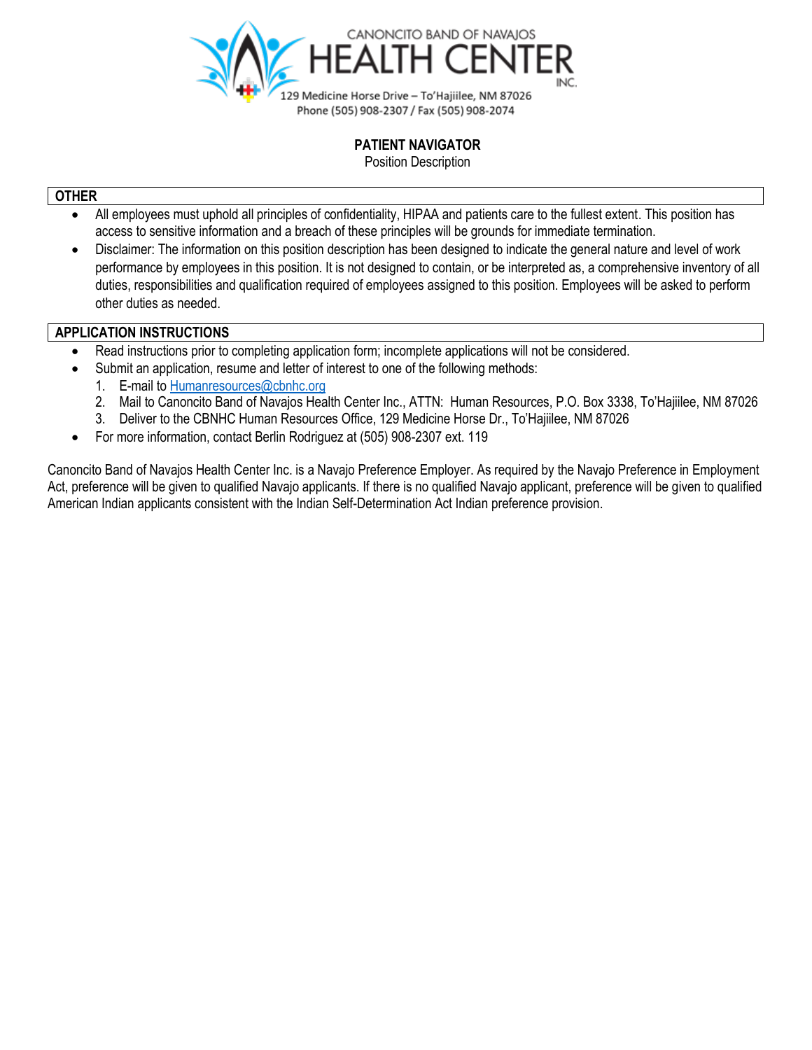CANONCITO BAND OF NAVAJOS
HEALTH CENTER
INC.
129 Medicine Horse Drive – To'Hajiilee, NM 87026
Phone (505) 908-2307 / Fax (505) 908-2074

**PATIENT NAVIGATOR**
Position Description

## OTHER

- All employees must uphold all principles of confidentiality, HIPAA and patients care to the fullest extent. This position has access to sensitive information and a breach of these principles will be grounds for immediate termination.
- Disclaimer: The information on this position description has been designed to indicate the general nature and level of work performance by employees in this position. It is not designed to contain, or be interpreted as, a comprehensive inventory of all duties, responsibilities and qualification required of employees assigned to this position. Employees will be asked to perform other duties as needed.

## APPLICATION INSTRUCTIONS

- Read instructions prior to completing application form; incomplete applications will not be considered.
- Submit an application, resume and letter of interest to one of the following methods:
  1. E-mail to Humanresources@cbnhc.org
  2. Mail to Canoncito Band of Navajos Health Center Inc., ATTN: Human Resources, P.O. Box 3338, To'Hajiilee, NM 87026
  3. Deliver to the CBNHC Human Resources Office, 129 Medicine Horse Dr., To'Hajiilee, NM 87026
- For more information, contact Berlin Rodriguez at (505) 908-2307 ext. 119

Canoncito Band of Navajos Health Center Inc. is a Navajo Preference Employer. As required by the Navajo Preference in Employment Act, preference will be given to qualified Navajo applicants. If there is no qualified Navajo applicant, preference will be given to qualified American Indian applicants consistent with the Indian Self-Determination Act Indian preference provision.